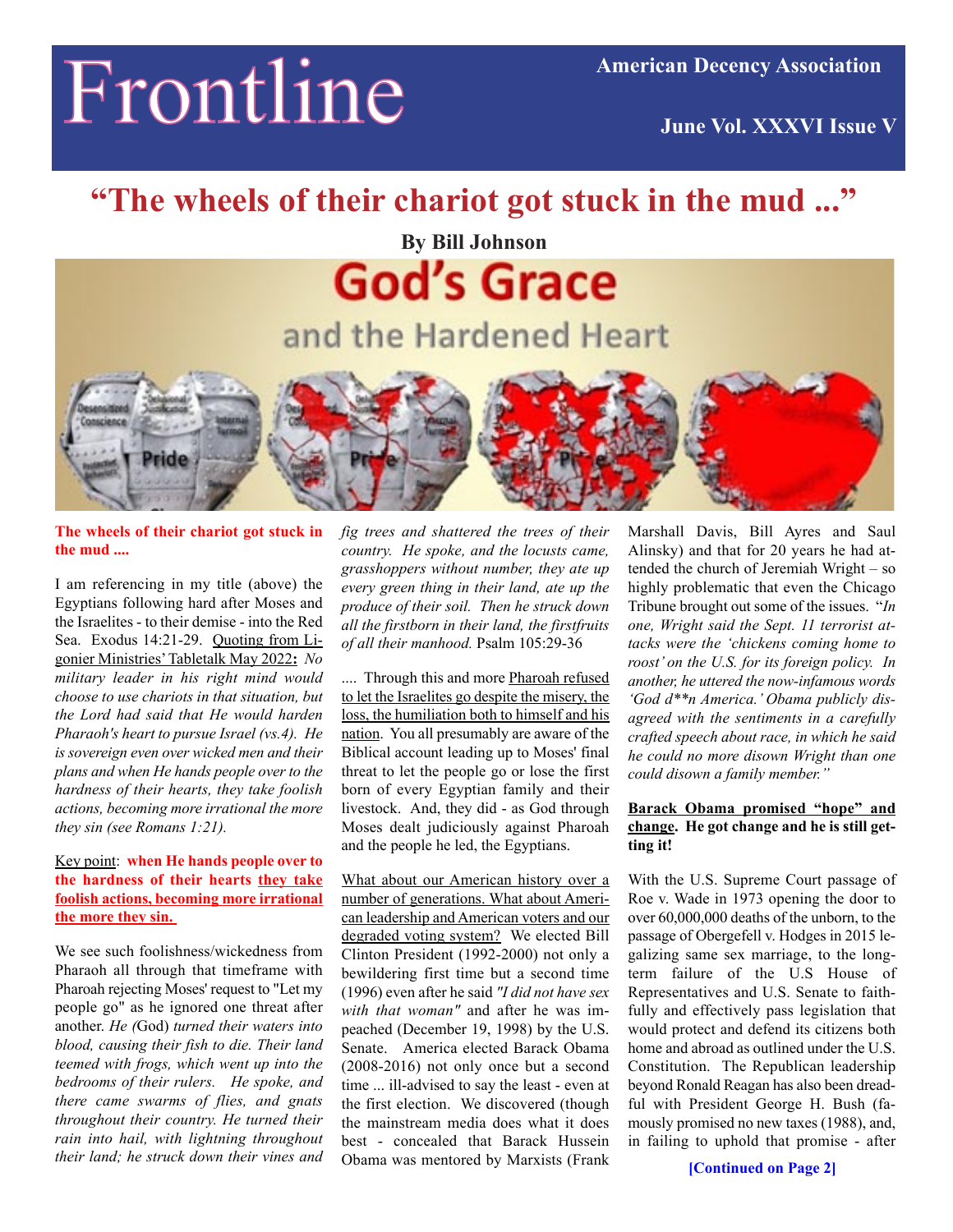# Frontline

**American Decency Association**

**June Vol. XXXVI Issue V**

## "The wheels of their chariot got stuck in the mud ..."

**By Bill Johnson**

God's Grace and the Hardened Heart

**The wheels of their chariot got stuck in the mud ....**

I am referencing in my title (above) the Egyptians following hard after Moses and the Israelites - to their demise - into the Red Sea. Exodus 14:21-29. Quoting from Ligonier Ministries' Tabletalk May 2022**:** *No military leader in his right mind would choose to use chariots in that situation, but the Lord had said that He would harden Pharaoh's heart to pursue Israel (vs.4). He is sovereign even over wicked men and their plans and when He hands people over to the hardness of their hearts, they take foolish actions, becoming more irrational the more they sin (see Romans 1:21).*

Key point: **when He hands people over to the hardness of their hearts they take foolish actions, becoming more irrational the more they sin.**

We see such foolishness/wickedness from Pharaoh all through that timeframe with Pharoah rejecting Moses' request to "Let my people go" as he ignored one threat after another. *He (*God) *turned their waters into blood, causing their fish to die. Their land teemed with frogs, which went up into the bedrooms of their rulers. He spoke, and there came swarms of flies, and gnats throughout their country. He turned their rain into hail, with lightning throughout their land; he struck down their vines and fig trees and shattered the trees of their country. He spoke, and the locusts came, grasshoppers without number, they ate up every green thing in their land, ate up the produce of their soil. Then he struck down all the firstborn in their land, the firstfruits of all their manhood.* Psalm 105:29-36

.... Through this and more Pharoah refused to let the Israelites go despite the misery, the loss, the humiliation both to himself and his nation. You all presumably are aware of the Biblical account leading up to Moses' final threat to let the people go or lose the first born of every Egyptian family and their livestock. And, they did - as God through Moses dealt judiciously against Pharoah and the people he led, the Egyptians.

What about our American history over a number of generations. What about American leadership and American voters and our degraded voting system? We elected Bill Clinton President (1992-2000) not only a bewildering first time but a second time (1996) even after he said *"I did not have sex with that woman"* and after he was impeached (December 19, 1998) by the U.S. Senate. America elected Barack Obama (2008-2016) not only once but a second time ... ill-advised to say the least - even at the first election. We discovered (though the mainstream media does what it does best - concealed that Barack Hussein Obama was mentored by Marxists (Frank Marshall Davis, Bill Ayres and Saul Alinsky) and that for 20 years he had attended the church of Jeremiah Wright – so highly problematic that even the Chicago Tribune brought out some of the issues. "*In one, Wright said the Sept. 11 terrorist attacks were the 'chickens coming home to roost' on the U.S. for its foreign policy. In another, he uttered the now-infamous words 'God d**n America.' Obama publicly disagreed with the sentiments in a carefully crafted speech about race, in which he said he could no more disown Wright than one could disown a family member."*

**Barack Obama promised "hope" and change. He got change and he is still getting it!**

With the U.S. Supreme Court passage of Roe v. Wade in 1973 opening the door to over 60,000,000 deaths of the unborn, to the passage of Obergefell v. Hodges in 2015 legalizing same sex marriage, to the long-term failure of the U.S House of Representatives and U.S. Senate to faithfully and effectively pass legislation that would protect and defend its citizens both home and abroad as outlined under the U.S. Constitution. The Republican leadership beyond Ronald Reagan has also been dreadful with President George H. Bush (famously promised no new taxes (1988), and, in failing to uphold that promise - after

**[Continued on Page 2]**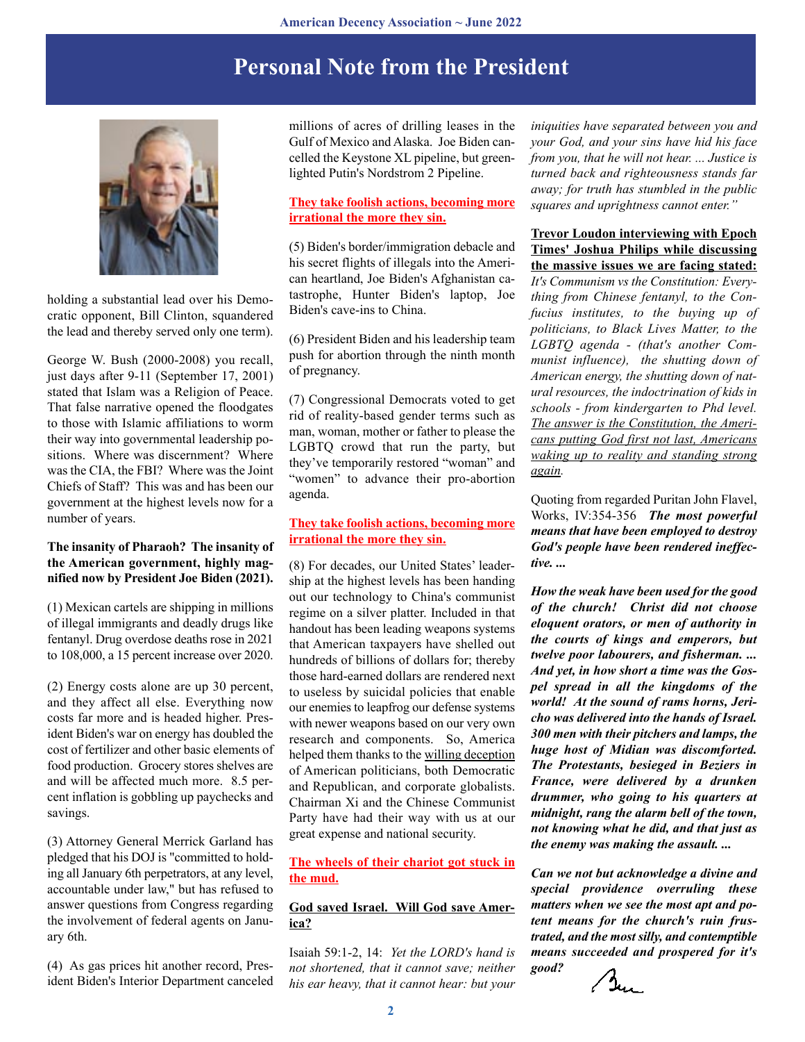# Personal Note from the President

holding a substantial lead over his Democratic opponent, Bill Clinton, squandered the lead and thereby served only one term).

George W. Bush (2000-2008) you recall, just days after 9-11 (September 17, 2001) stated that Islam was a Religion of Peace. That false narrative opened the floodgates to those with Islamic affiliations to worm their way into governmental leadership positions. Where was discernment? Where was the CIA, the FBI? Where was the Joint Chiefs of Staff? This was and has been our government at the highest levels now for a number of years.

**The insanity of Pharaoh? The insanity of the American government, highly magnified now by President Joe Biden (2021).**

(1) Mexican cartels are shipping in millions of illegal immigrants and deadly drugs like fentanyl. Drug overdose deaths rose in 2021 to 108,000, a 15 percent increase over 2020.

(2) Energy costs alone are up 30 percent, and they affect all else. Everything now costs far more and is headed higher. President Biden's war on energy has doubled the cost of fertilizer and other basic elements of food production. Grocery stores shelves are and will be affected much more. 8.5 percent inflation is gobbling up paychecks and savings.

(3) Attorney General Merrick Garland has pledged that his DOJ is "committed to holding all January 6th perpetrators, at any level, accountable under law," but has refused to answer questions from Congress regarding the involvement of federal agents on January 6th.

(4) As gas prices hit another record, President Biden's Interior Department canceled millions of acres of drilling leases in the Gulf of Mexico and Alaska. Joe Biden cancelled the Keystone XL pipeline, but greenlighted Putin's Nordstrom 2 Pipeline.

**They take foolish actions, becoming more irrational the more they sin.**

(5) Biden's border/immigration debacle and his secret flights of illegals into the American heartland, Joe Biden's Afghanistan catastrophe, Hunter Biden's laptop, Joe Biden's cave-ins to China.

(6) President Biden and his leadership team push for abortion through the ninth month of pregnancy.

(7) Congressional Democrats voted to get rid of reality-based gender terms such as man, woman, mother or father to please the LGBTQ crowd that run the party, but they've temporarily restored "woman" and "women" to advance their pro-abortion agenda.

**They take foolish actions, becoming more irrational the more they sin.**

(8) For decades, our United States' leadership at the highest levels has been handing out our technology to China's communist regime on a silver platter. Included in that handout has been leading weapons systems that American taxpayers have shelled out hundreds of billions of dollars for; thereby those hard-earned dollars are rendered next to useless by suicidal policies that enable our enemies to leapfrog our defense systems with newer weapons based on our very own research and components. So, America helped them thanks to the willing deception of American politicians, both Democratic and Republican, and corporate globalists. Chairman Xi and the Chinese Communist Party have had their way with us at our great expense and national security.

**The wheels of their chariot got stuck in the mud.**

**God saved Israel. Will God save America?**

Isaiah 59:1-2, 14: *Yet the LORD's hand is not shortened, that it cannot save; neither his ear heavy, that it cannot hear: but your iniquities have separated between you and your God, and your sins have hid his face from you, that he will not hear. ... Justice is turned back and righteousness stands far away; for truth has stumbled in the public squares and uprightness cannot enter."*

**Trevor Loudon interviewing with Epoch Times' Joshua Philips while discussing the massive issues we are facing stated:** *It's Communism vs the Constitution: Everything from Chinese fentanyl, to the Confucius institutes, to the buying up of politicians, to Black Lives Matter, to the LGBTQ agenda - (that's another Communist influence), the shutting down of American energy, the shutting down of natural resources, the indoctrination of kids in schools - from kindergarten to Phd level. The answer is the Constitution, the Americans putting God first not last, Americans waking up to reality and standing strong again.*

Quoting from regarded Puritan John Flavel, Works, IV:354-356 ***The most powerful means that have been employed to destroy God's people have been rendered ineffective. ...***

***How the weak have been used for the good of the church! Christ did not choose eloquent orators, or men of authority in the courts of kings and emperors, but twelve poor labourers, and fisherman. ... And yet, in how short a time was the Gospel spread in all the kingdoms of the world! At the sound of rams horns, Jericho was delivered into the hands of Israel. 300 men with their pitchers and lamps, the huge host of Midian was discomforted. The Protestants, besieged in Beziers in France, were delivered by a drunken drummer, who going to his quarters at midnight, rang the alarm bell of the town, not knowing what he did, and that just as the enemy was making the assault. ...***

***Can we not but acknowledge a divine and special providence overruling these matters when we see the most apt and potent means for the church's ruin frustrated, and the most silly, and contemptible means succeeded and prospered for it's good?***

Ben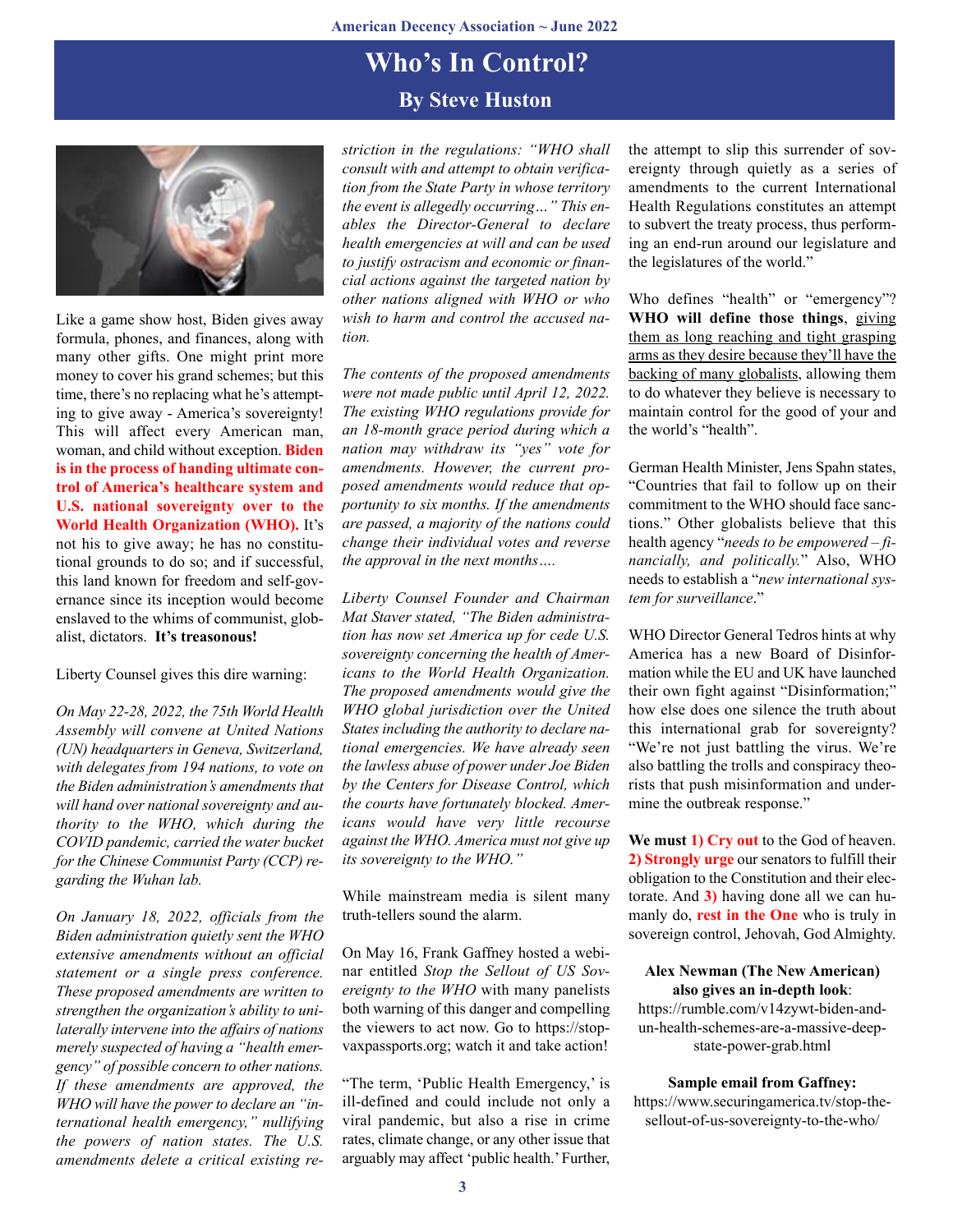# Who's In Control?

## By Steve Huston

Like a game show host, Biden gives away formula, phones, and finances, along with many other gifts. One might print more money to cover his grand schemes; but this time, there's no replacing what he's attempting to give away - America's sovereignty! This will affect every American man, woman, and child without exception. **Biden is in the process of handing ultimate control of America's healthcare system and U.S. national sovereignty over to the World Health Organization (WHO).** It's not his to give away; he has no constitutional grounds to do so; and if successful, this land known for freedom and self-governance since its inception would become enslaved to the whims of communist, globalist, dictators. **It's treasonous!**

Liberty Counsel gives this dire warning:

*On May 22-28, 2022, the 75th World Health Assembly will convene at United Nations (UN) headquarters in Geneva, Switzerland, with delegates from 194 nations, to vote on the Biden administration's amendments that will hand over national sovereignty and authority to the WHO, which during the COVID pandemic, carried the water bucket for the Chinese Communist Party (CCP) regarding the Wuhan lab.*

*On January 18, 2022, officials from the Biden administration quietly sent the WHO extensive amendments without an official statement or a single press conference. These proposed amendments are written to strengthen the organization's ability to unilaterally intervene into the affairs of nations merely suspected of having a "health emergency" of possible concern to other nations. If these amendments are approved, the WHO will have the power to declare an "international health emergency," nullifying the powers of nation states. The U.S. amendments delete a critical existing restriction in the regulations: "WHO shall consult with and attempt to obtain verification from the State Party in whose territory the event is allegedly occurring…" This enables the Director-General to declare health emergencies at will and can be used to justify ostracism and economic or financial actions against the targeted nation by other nations aligned with WHO or who wish to harm and control the accused nation.*

*The contents of the proposed amendments were not made public until April 12, 2022. The existing WHO regulations provide for an 18-month grace period during which a nation may withdraw its "yes" vote for amendments. However, the current proposed amendments would reduce that opportunity to six months. If the amendments are passed, a majority of the nations could change their individual votes and reverse the approval in the next months….*

*Liberty Counsel Founder and Chairman Mat Staver stated, "The Biden administration has now set America up for cede U.S. sovereignty concerning the health of Americans to the World Health Organization. The proposed amendments would give the WHO global jurisdiction over the United States including the authority to declare national emergencies. We have already seen the lawless abuse of power under Joe Biden by the Centers for Disease Control, which the courts have fortunately blocked. Americans would have very little recourse against the WHO. America must not give up its sovereignty to the WHO."*

While mainstream media is silent many truth-tellers sound the alarm.

On May 16, Frank Gaffney hosted a webinar entitled *Stop the Sellout of US Sovereignty to the WHO* with many panelists both warning of this danger and compelling the viewers to act now. Go to https://stopvaxpassports.org; watch it and take action!

"The term, 'Public Health Emergency,' is ill-defined and could include not only a viral pandemic, but also a rise in crime rates, climate change, or any other issue that arguably may affect 'public health.' Further, the attempt to slip this surrender of sovereignty through quietly as a series of amendments to the current International Health Regulations constitutes an attempt to subvert the treaty process, thus performing an end-run around our legislature and the legislatures of the world."

Who defines "health" or "emergency"? **WHO will define those things**, <u>giving them as long reaching and tight grasping arms as they desire because they'll have the backing of many globalists</u>, allowing them to do whatever they believe is necessary to maintain control for the good of your and the world's "health".

German Health Minister, Jens Spahn states, "Countries that fail to follow up on their commitment to the WHO should face sanctions." Other globalists believe that this health agency "*needs to be empowered – financially, and politically.*" Also, WHO needs to establish a "*new international system for surveillance*."

WHO Director General Tedros hints at why America has a new Board of Disinformation while the EU and UK have launched their own fight against "Disinformation;" how else does one silence the truth about this international grab for sovereignty? "We're not just battling the virus. We're also battling the trolls and conspiracy theorists that push misinformation and undermine the outbreak response."

**We must 1) Cry out** to the God of heaven. **2) Strongly urge** our senators to fulfill their obligation to the Constitution and their electorate. And **3)** having done all we can humanly do, **rest in the One** who is truly in sovereign control, Jehovah, God Almighty.

**Alex Newman (The New American) also gives an in-depth look**:
https://rumble.com/v14zywt-biden-and-un-health-schemes-are-a-massive-deep-state-power-grab.html

**Sample email from Gaffney:**
https://www.securingamerica.tv/stop-the-sellout-of-us-sovereignty-to-the-who/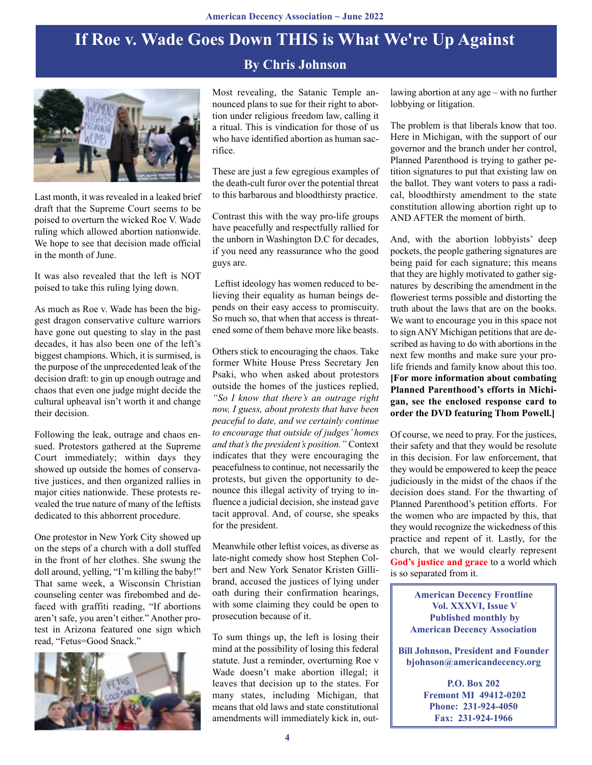# If Roe v. Wade Goes Down THIS is What We're Up Against

## By Chris Johnson

Last month, it was revealed in a leaked brief draft that the Supreme Court seems to be poised to overturn the wicked Roe V. Wade ruling which allowed abortion nationwide. We hope to see that decision made official in the month of June.

It was also revealed that the left is NOT poised to take this ruling lying down.

As much as Roe v. Wade has been the biggest dragon conservative culture warriors have gone out questing to slay in the past decades, it has also been one of the left's biggest champions. Which, it is surmised, is the purpose of the unprecedented leak of the decision draft: to gin up enough outrage and chaos that even one judge might decide the cultural upheaval isn't worth it and change their decision.

Following the leak, outrage and chaos ensued. Protestors gathered at the Supreme Court immediately; within days they showed up outside the homes of conservative justices, and then organized rallies in major cities nationwide. These protests revealed the true nature of many of the leftists dedicated to this abhorrent procedure.

One protestor in New York City showed up on the steps of a church with a doll stuffed in the front of her clothes. She swung the doll around, yelling, "I'm killing the baby!" That same week, a Wisconsin Christian counseling center was firebombed and defaced with graffiti reading, "If abortions aren't safe, you aren't either." Another protest in Arizona featured one sign which read, "Fetus=Good Snack."

Most revealing, the Satanic Temple announced plans to sue for their right to abortion under religious freedom law, calling it a ritual. This is vindication for those of us who have identified abortion as human sacrifice.

These are just a few egregious examples of the death-cult furor over the potential threat to this barbarous and bloodthirsty practice.

Contrast this with the way pro-life groups have peacefully and respectfully rallied for the unborn in Washington D.C for decades, if you need any reassurance who the good guys are.

Leftist ideology has women reduced to believing their equality as human beings depends on their easy access to promiscuity. So much so, that when that access is threatened some of them behave more like beasts.

Others stick to encouraging the chaos. Take former White House Press Secretary Jen Psaki, who when asked about protestors outside the homes of the justices replied, *"So I know that there's an outrage right now, I guess, about protests that have been peaceful to date, and we certainly continue to encourage that outside of judges' homes and that's the president's position."* Context indicates that they were encouraging the peacefulness to continue, not necessarily the protests, but given the opportunity to denounce this illegal activity of trying to influence a judicial decision, she instead gave tacit approval. And, of course, she speaks for the president.

Meanwhile other leftist voices, as diverse as late-night comedy show host Stephen Colbert and New York Senator Kristen Gillibrand, accused the justices of lying under oath during their confirmation hearings, with some claiming they could be open to prosecution because of it.

To sum things up, the left is losing their mind at the possibility of losing this federal statute. Just a reminder, overturning Roe v Wade doesn't make abortion illegal; it leaves that decision up to the states. For many states, including Michigan, that means that old laws and state constitutional amendments will immediately kick in, outlawing abortion at any age – with no further lobbying or litigation.

The problem is that liberals know that too. Here in Michigan, with the support of our governor and the branch under her control, Planned Parenthood is trying to gather petition signatures to put that existing law on the ballot. They want voters to pass a radical, bloodthirsty amendment to the state constitution allowing abortion right up to AND AFTER the moment of birth.

And, with the abortion lobbyists' deep pockets, the people gathering signatures are being paid for each signature; this means that they are highly motivated to gather signatures by describing the amendment in the floweriest terms possible and distorting the truth about the laws that are on the books. We want to encourage you in this space not to sign ANY Michigan petitions that are described as having to do with abortions in the next few months and make sure your pro-life friends and family know about this too. **[For more information about combating Planned Parenthood's efforts in Michigan, see the enclosed response card to order the DVD featuring Thom Powell.]**

Of course, we need to pray. For the justices, their safety and that they would be resolute in this decision. For law enforcement, that they would be empowered to keep the peace judiciously in the midst of the chaos if the decision does stand. For the thwarting of Planned Parenthood's petition efforts. For the women who are impacted by this, that they would recognize the wickedness of this practice and repent of it. Lastly, for the church, that we would clearly represent **God's justice and grace** to a world which is so separated from it.

---

**American Decency Frontline**
**Vol. XXXVI, Issue V**
**Published monthly by**
**American Decency Association**

**Bill Johnson, President and Founder**
**bjohnson@americandecency.org**

**P.O. Box 202**
**Fremont MI 49412-0202**
**Phone: 231-924-4050**
**Fax: 231-924-1966**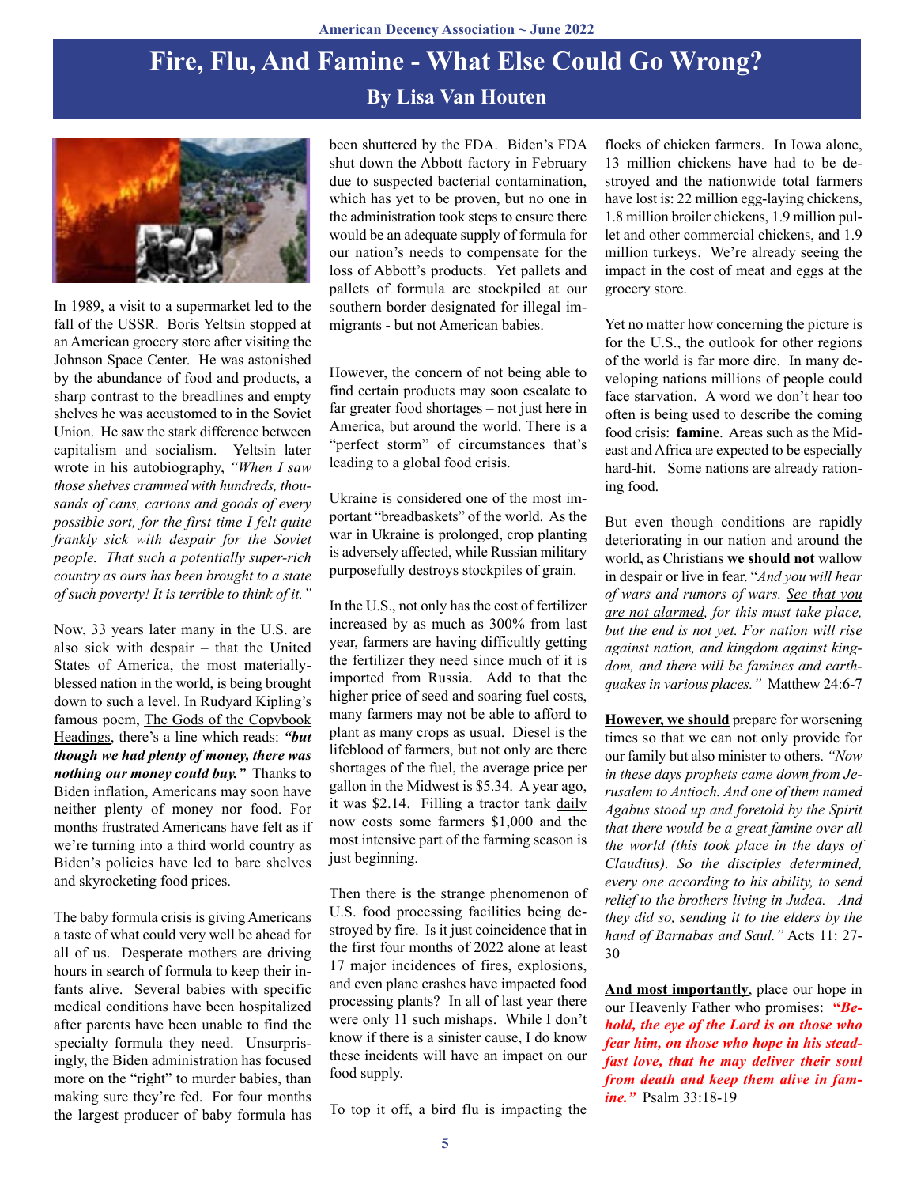# Fire, Flu, And Famine - What Else Could Go Wrong?

## By Lisa Van Houten

In 1989, a visit to a supermarket led to the fall of the USSR. Boris Yeltsin stopped at an American grocery store after visiting the Johnson Space Center. He was astonished by the abundance of food and products, a sharp contrast to the breadlines and empty shelves he was accustomed to in the Soviet Union. He saw the stark difference between capitalism and socialism. Yeltsin later wrote in his autobiography, *"When I saw those shelves crammed with hundreds, thousands of cans, cartons and goods of every possible sort, for the first time I felt quite frankly sick with despair for the Soviet people. That such a potentially super-rich country as ours has been brought to a state of such poverty! It is terrible to think of it."*

Now, 33 years later many in the U.S. are also sick with despair – that the United States of America, the most materially-blessed nation in the world, is being brought down to such a level. In Rudyard Kipling's famous poem, <u>The Gods of the Copybook Headings</u>, there's a line which reads: ***"but though we had plenty of money, there was nothing our money could buy."*** Thanks to Biden inflation, Americans may soon have neither plenty of money nor food. For months frustrated Americans have felt as if we're turning into a third world country as Biden's policies have led to bare shelves and skyrocketing food prices.

The baby formula crisis is giving Americans a taste of what could very well be ahead for all of us. Desperate mothers are driving hours in search of formula to keep their infants alive. Several babies with specific medical conditions have been hospitalized after parents have been unable to find the specialty formula they need. Unsurprisingly, the Biden administration has focused more on the "right" to murder babies, than making sure they're fed. For four months the largest producer of baby formula has been shuttered by the FDA. Biden's FDA shut down the Abbott factory in February due to suspected bacterial contamination, which has yet to be proven, but no one in the administration took steps to ensure there would be an adequate supply of formula for our nation's needs to compensate for the loss of Abbott's products. Yet pallets and pallets of formula are stockpiled at our southern border designated for illegal immigrants - but not American babies.

However, the concern of not being able to find certain products may soon escalate to far greater food shortages – not just here in America, but around the world. There is a "perfect storm" of circumstances that's leading to a global food crisis.

Ukraine is considered one of the most important "breadbaskets" of the world. As the war in Ukraine is prolonged, crop planting is adversely affected, while Russian military purposefully destroys stockpiles of grain.

In the U.S., not only has the cost of fertilizer increased by as much as 300% from last year, farmers are having difficultly getting the fertilizer they need since much of it is imported from Russia. Add to that the higher price of seed and soaring fuel costs, many farmers may not be able to afford to plant as many crops as usual. Diesel is the lifeblood of farmers, but not only are there shortages of the fuel, the average price per gallon in the Midwest is $5.34. A year ago, it was $2.14. Filling a tractor tank <u>daily</u> now costs some farmers $1,000 and the most intensive part of the farming season is just beginning.

Then there is the strange phenomenon of U.S. food processing facilities being destroyed by fire. Is it just coincidence that in <u>the first four months of 2022 alone</u> at least 17 major incidences of fires, explosions, and even plane crashes have impacted food processing plants? In all of last year there were only 11 such mishaps. While I don't know if there is a sinister cause, I do know these incidents will have an impact on our food supply.

To top it off, a bird flu is impacting the flocks of chicken farmers. In Iowa alone, 13 million chickens have had to be destroyed and the nationwide total farmers have lost is: 22 million egg-laying chickens, 1.8 million broiler chickens, 1.9 million pullet and other commercial chickens, and 1.9 million turkeys. We're already seeing the impact in the cost of meat and eggs at the grocery store.

Yet no matter how concerning the picture is for the U.S., the outlook for other regions of the world is far more dire. In many developing nations millions of people could face starvation. A word we don't hear too often is being used to describe the coming food crisis: **famine**. Areas such as the Mideast and Africa are expected to be especially hard-hit. Some nations are already rationing food.

But even though conditions are rapidly deteriorating in our nation and around the world, as Christians <u>**we should not**</u> wallow in despair or live in fear. "*And you will hear of wars and rumors of wars. <u>See that you are not alarmed</u>, for this must take place, but the end is not yet. For nation will rise against nation, and kingdom against kingdom, and there will be famines and earthquakes in various places."* Matthew 24:6-7

<u>**However, we should**</u> prepare for worsening times so that we can not only provide for our family but also minister to others. *"Now in these days prophets came down from Jerusalem to Antioch. And one of them named Agabus stood up and foretold by the Spirit that there would be a great famine over all the world (this took place in the days of Claudius). So the disciples determined, every one according to his ability, to send relief to the brothers living in Judea. And they did so, sending it to the elders by the hand of Barnabas and Saul."* Acts 11: 27-30

<u>**And most importantly**</u>, place our hope in our Heavenly Father who promises: ***"Behold, the eye of the Lord is on those who fear him, on those who hope in his steadfast love, that he may deliver their soul from death and keep them alive in famine."*** Psalm 33:18-19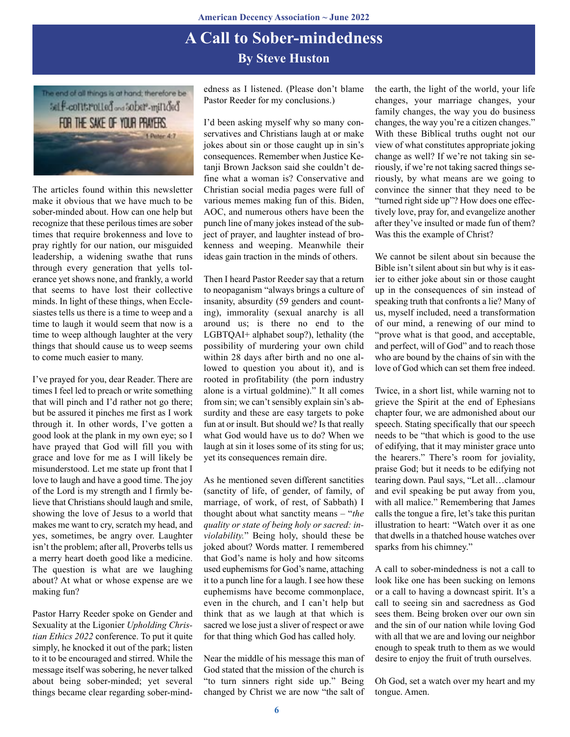# A Call to Sober-mindedness

## By Steve Huston

The end of all things is at hand; therefore be self-controlled and sober-minded FOR THE SAKE OF YOUR PRAYERS. 1 Peter 4:7

The articles found within this newsletter make it obvious that we have much to be sober-minded about. How can one help but recognize that these perilous times are sober times that require brokenness and love to pray rightly for our nation, our misguided leadership, a widening swathe that runs through every generation that yells tolerance yet shows none, and frankly, a world that seems to have lost their collective minds. In light of these things, when Ecclesiastes tells us there is a time to weep and a time to laugh it would seem that now is a time to weep although laughter at the very things that should cause us to weep seems to come much easier to many.

I've prayed for you, dear Reader. There are times I feel led to preach or write something that will pinch and I'd rather not go there; but be assured it pinches me first as I work through it. In other words, I've gotten a good look at the plank in my own eye; so I have prayed that God will fill you with grace and love for me as I will likely be misunderstood. Let me state up front that I love to laugh and have a good time. The joy of the Lord is my strength and I firmly believe that Christians should laugh and smile, showing the love of Jesus to a world that makes me want to cry, scratch my head, and yes, sometimes, be angry over. Laughter isn't the problem; after all, Proverbs tells us a merry heart doeth good like a medicine. The question is what are we laughing about? At what or whose expense are we making fun?

Pastor Harry Reeder spoke on Gender and Sexuality at the Ligonier *Upholding Christian Ethics 2022* conference. To put it quite simply, he knocked it out of the park; listen to it to be encouraged and stirred. While the message itself was sobering, he never talked about being sober-minded; yet several things became clear regarding sober-mindedness as I listened. (Please don't blame Pastor Reeder for my conclusions.)

I'd been asking myself why so many conservatives and Christians laugh at or make jokes about sin or those caught up in sin's consequences. Remember when Justice Ketanji Brown Jackson said she couldn't define what a woman is? Conservative and Christian social media pages were full of various memes making fun of this. Biden, AOC, and numerous others have been the punch line of many jokes instead of the subject of prayer, and laughter instead of brokenness and weeping. Meanwhile their ideas gain traction in the minds of others.

Then I heard Pastor Reeder say that a return to neopaganism "always brings a culture of insanity, absurdity (59 genders and counting), immorality (sexual anarchy is all around us; is there no end to the LGBTQAI+ alphabet soup?), lethality (the possibility of murdering your own child within 28 days after birth and no one allowed to question you about it), and is rooted in profitability (the porn industry alone is a virtual goldmine)." It all comes from sin; we can't sensibly explain sin's absurdity and these are easy targets to poke fun at or insult. But should we? Is that really what God would have us to do? When we laugh at sin it loses some of its sting for us; yet its consequences remain dire.

As he mentioned seven different sanctities (sanctity of life, of gender, of family, of marriage, of work, of rest, of Sabbath) I thought about what sanctity means – "*the quality or state of being holy or sacred: inviolability.*" Being holy, should these be joked about? Words matter. I remembered that God's name is holy and how sitcoms used euphemisms for God's name, attaching it to a punch line for a laugh. I see how these euphemisms have become commonplace, even in the church, and I can't help but think that as we laugh at that which is sacred we lose just a sliver of respect or awe for that thing which God has called holy.

Near the middle of his message this man of God stated that the mission of the church is "to turn sinners right side up." Being changed by Christ we are now "the salt of the earth, the light of the world, your life changes, your marriage changes, your family changes, the way you do business changes, the way you're a citizen changes." With these Biblical truths ought not our view of what constitutes appropriate joking change as well? If we're not taking sin seriously, if we're not taking sacred things seriously, by what means are we going to convince the sinner that they need to be "turned right side up"? How does one effectively love, pray for, and evangelize another after they've insulted or made fun of them? Was this the example of Christ?

We cannot be silent about sin because the Bible isn't silent about sin but why is it easier to either joke about sin or those caught up in the consequences of sin instead of speaking truth that confronts a lie? Many of us, myself included, need a transformation of our mind, a renewing of our mind to "prove what is that good, and acceptable, and perfect, will of God" and to reach those who are bound by the chains of sin with the love of God which can set them free indeed.

Twice, in a short list, while warning not to grieve the Spirit at the end of Ephesians chapter four, we are admonished about our speech. Stating specifically that our speech needs to be "that which is good to the use of edifying, that it may minister grace unto the hearers." There's room for joviality, praise God; but it needs to be edifying not tearing down. Paul says, "Let all…clamour and evil speaking be put away from you, with all malice." Remembering that James calls the tongue a fire, let's take this puritan illustration to heart: "Watch over it as one that dwells in a thatched house watches over sparks from his chimney."

A call to sober-mindedness is not a call to look like one has been sucking on lemons or a call to having a downcast spirit. It's a call to seeing sin and sacredness as God sees them. Being broken over our own sin and the sin of our nation while loving God with all that we are and loving our neighbor enough to speak truth to them as we would desire to enjoy the fruit of truth ourselves.

Oh God, set a watch over my heart and my tongue. Amen.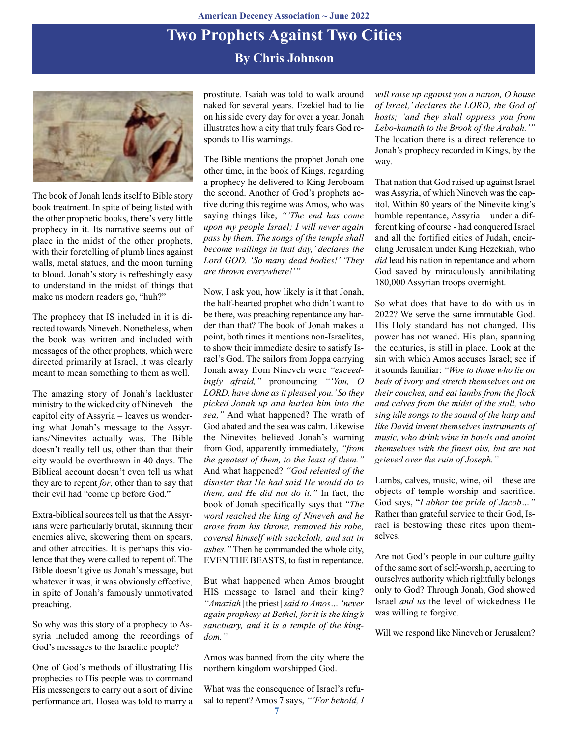# Two Prophets Against Two Cities

## By Chris Johnson

The book of Jonah lends itself to Bible story book treatment. In spite of being listed with the other prophetic books, there's very little prophecy in it. Its narrative seems out of place in the midst of the other prophets, with their foretelling of plumb lines against walls, metal statues, and the moon turning to blood. Jonah's story is refreshingly easy to understand in the midst of things that make us modern readers go, "huh?"

The prophecy that IS included in it is directed towards Nineveh. Nonetheless, when the book was written and included with messages of the other prophets, which were directed primarily at Israel, it was clearly meant to mean something to them as well.

The amazing story of Jonah's lackluster ministry to the wicked city of Nineveh – the capitol city of Assyria – leaves us wondering what Jonah's message to the Assyrians/Ninevites actually was. The Bible doesn't really tell us, other than that their city would be overthrown in 40 days. The Biblical account doesn't even tell us what they are to repent *for*, other than to say that their evil had "come up before God."

Extra-biblical sources tell us that the Assyrians were particularly brutal, skinning their enemies alive, skewering them on spears, and other atrocities. It is perhaps this violence that they were called to repent of. The Bible doesn't give us Jonah's message, but whatever it was, it was obviously effective, in spite of Jonah's famously unmotivated preaching.

So why was this story of a prophecy to Assyria included among the recordings of God's messages to the Israelite people?

One of God's methods of illustrating His prophecies to His people was to command His messengers to carry out a sort of divine performance art. Hosea was told to marry a prostitute. Isaiah was told to walk around naked for several years. Ezekiel had to lie on his side every day for over a year. Jonah illustrates how a city that truly fears God responds to His warnings.

The Bible mentions the prophet Jonah one other time, in the book of Kings, regarding a prophecy he delivered to King Jeroboam the second. Another of God's prophets active during this regime was Amos, who was saying things like, *"'The end has come upon my people Israel; I will never again pass by them. The songs of the temple shall become wailings in that day,' declares the Lord GOD. 'So many dead bodies!' 'They are thrown everywhere!'"*

Now, I ask you, how likely is it that Jonah, the half-hearted prophet who didn't want to be there, was preaching repentance any harder than that? The book of Jonah makes a point, both times it mentions non-Israelites, to show their immediate desire to satisfy Israel's God. The sailors from Joppa carrying Jonah away from Nineveh were *"exceedingly afraid,"* pronouncing *"'You, O LORD, have done as it pleased you.' So they picked Jonah up and hurled him into the sea,"* And what happened? The wrath of God abated and the sea was calm. Likewise the Ninevites believed Jonah's warning from God, apparently immediately, *"from the greatest of them, to the least of them."* And what happened? *"God relented of the disaster that He had said He would do to them, and He did not do it."* In fact, the book of Jonah specifically says that *"The word reached the king of Nineveh and he arose from his throne, removed his robe, covered himself with sackcloth, and sat in ashes."* Then he commanded the whole city, EVEN THE BEASTS, to fast in repentance.

But what happened when Amos brought HIS message to Israel and their king? *"Amaziah* [the priest] *said to Amos… 'never again prophesy at Bethel, for it is the king's sanctuary, and it is a temple of the kingdom."*

Amos was banned from the city where the northern kingdom worshipped God.

What was the consequence of Israel's refusal to repent? Amos 7 says, *"'For behold, I will raise up against you a nation, O house of Israel,' declares the LORD, the God of hosts; 'and they shall oppress you from Lebo-hamath to the Brook of the Arabah.'"* The location there is a direct reference to Jonah's prophecy recorded in Kings, by the way.

That nation that God raised up against Israel was Assyria, of which Nineveh was the capitol. Within 80 years of the Ninevite king's humble repentance, Assyria – under a different king of course - had conquered Israel and all the fortified cities of Judah, encircling Jerusalem under King Hezekiah, who *did* lead his nation in repentance and whom God saved by miraculously annihilating 180,000 Assyrian troops overnight.

So what does that have to do with us in 2022? We serve the same immutable God. His Holy standard has not changed. His power has not waned. His plan, spanning the centuries, is still in place. Look at the sin with which Amos accuses Israel; see if it sounds familiar: *"Woe to those who lie on beds of ivory and stretch themselves out on their couches, and eat lambs from the flock and calves from the midst of the stall, who sing idle songs to the sound of the harp and like David invent themselves instruments of music, who drink wine in bowls and anoint themselves with the finest oils, but are not grieved over the ruin of Joseph."*

Lambs, calves, music, wine, oil – these are objects of temple worship and sacrifice. God says, "*I abhor the pride of Jacob…"* Rather than grateful service to their God, Israel is bestowing these rites upon themselves.

Are not God's people in our culture guilty of the same sort of self-worship, accruing to ourselves authority which rightfully belongs only to God? Through Jonah, God showed Israel *and us* the level of wickedness He was willing to forgive.

Will we respond like Nineveh or Jerusalem?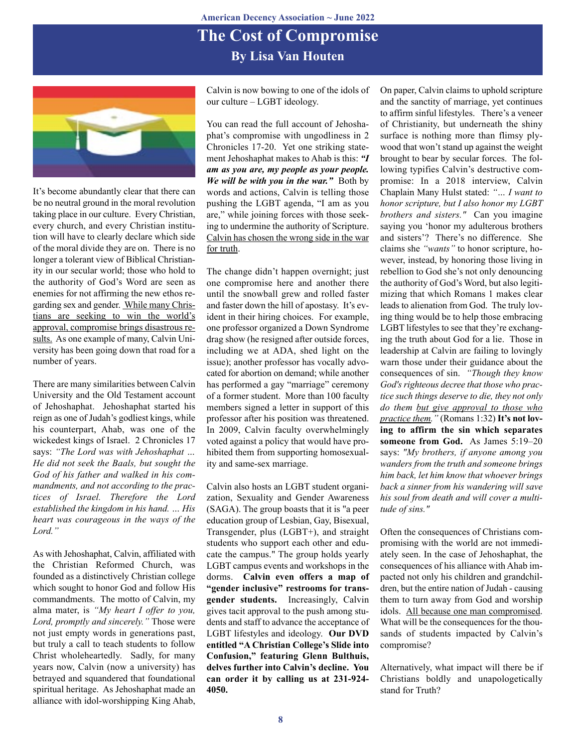American Decency Association ~ June 2022

# The Cost of Compromise

## By Lisa Van Houten

It's become abundantly clear that there can be no neutral ground in the moral revolution taking place in our culture. Every Christian, every church, and every Christian institution will have to clearly declare which side of the moral divide they are on. There is no longer a tolerant view of Biblical Christianity in our secular world; those who hold to the authority of God's Word are seen as enemies for not affirming the new ethos regarding sex and gender. <u>While many Christians are seeking to win the world's approval, compromise brings disastrous results.</u> As one example of many, Calvin University has been going down that road for a number of years.

There are many similarities between Calvin University and the Old Testament account of Jehoshaphat. Jehoshaphat started his reign as one of Judah's godliest kings, while his counterpart, Ahab, was one of the wickedest kings of Israel. 2 Chronicles 17 says: *"The Lord was with Jehoshaphat … He did not seek the Baals, but sought the God of his father and walked in his commandments, and not according to the practices of Israel. Therefore the Lord established the kingdom in his hand. … His heart was courageous in the ways of the Lord."*

As with Jehoshaphat, Calvin, affiliated with the Christian Reformed Church, was founded as a distinctively Christian college which sought to honor God and follow His commandments. The motto of Calvin, my alma mater, is *"My heart I offer to you, Lord, promptly and sincerely."* Those were not just empty words in generations past, but truly a call to teach students to follow Christ wholeheartedly. Sadly, for many years now, Calvin (now a university) has betrayed and squandered that foundational spiritual heritage. As Jehoshaphat made an alliance with idol-worshipping King Ahab, Calvin is now bowing to one of the idols of our culture – LGBT ideology.

You can read the full account of Jehoshaphat's compromise with ungodliness in 2 Chronicles 17-20. Yet one striking statement Jehoshaphat makes to Ahab is this: ***"I am as you are, my people as your people. We will be with you in the war."*** Both by words and actions, Calvin is telling those pushing the LGBT agenda, "I am as you are," while joining forces with those seeking to undermine the authority of Scripture. <u>Calvin has chosen the wrong side in the war for truth</u>.

The change didn't happen overnight; just one compromise here and another there until the snowball grew and rolled faster and faster down the hill of apostasy. It's evident in their hiring choices. For example, one professor organized a Down Syndrome drag show (he resigned after outside forces, including we at ADA, shed light on the issue); another professor has vocally advocated for abortion on demand; while another has performed a gay "marriage" ceremony of a former student. More than 100 faculty members signed a letter in support of this professor after his position was threatened. In 2009, Calvin faculty overwhelmingly voted against a policy that would have prohibited them from supporting homosexuality and same-sex marriage.

Calvin also hosts an LGBT student organization, Sexuality and Gender Awareness (SAGA). The group boasts that it is "a peer education group of Lesbian, Gay, Bisexual, Transgender, plus (LGBT+), and straight students who support each other and educate the campus." The group holds yearly LGBT campus events and workshops in the dorms. **Calvin even offers a map of "gender inclusive" restrooms for transgender students.** Increasingly, Calvin gives tacit approval to the push among students and staff to advance the acceptance of LGBT lifestyles and ideology. **Our DVD entitled "A Christian College's Slide into Confusion," featuring Glenn Bulthuis, delves further into Calvin's decline. You can order it by calling us at 231-924-4050.**

On paper, Calvin claims to uphold scripture and the sanctity of marriage, yet continues to affirm sinful lifestyles. There's a veneer of Christianity, but underneath the shiny surface is nothing more than flimsy plywood that won't stand up against the weight brought to bear by secular forces. The following typifies Calvin's destructive compromise: In a 2018 interview, Calvin Chaplain Many Hulst stated: *"… I want to honor scripture, but I also honor my LGBT brothers and sisters."* Can you imagine saying you 'honor my adulterous brothers and sisters'? There's no difference. She claims she *"wants"* to honor scripture, however, instead, by honoring those living in rebellion to God she's not only denouncing the authority of God's Word, but also legitimizing that which Romans 1 makes clear leads to alienation from God. The truly loving thing would be to help those embracing LGBT lifestyles to see that they're exchanging the truth about God for a lie. Those in leadership at Calvin are failing to lovingly warn those under their guidance about the consequences of sin. *"Though they know God's righteous decree that those who practice such things deserve to die, they not only do them <u>but give approval to those who practice them</u>."* (Romans 1:32) **It's not loving to affirm the sin which separates someone from God.** As James 5:19–20 says: *"My brothers, if anyone among you wanders from the truth and someone brings him back, let him know that whoever brings back a sinner from his wandering will save his soul from death and will cover a multitude of sins."*

Often the consequences of Christians compromising with the world are not immediately seen. In the case of Jehoshaphat, the consequences of his alliance with Ahab impacted not only his children and grandchildren, but the entire nation of Judah - causing them to turn away from God and worship idols. <u>All because one man compromised</u>. What will be the consequences for the thousands of students impacted by Calvin's compromise?

Alternatively, what impact will there be if Christians boldly and unapologetically stand for Truth?